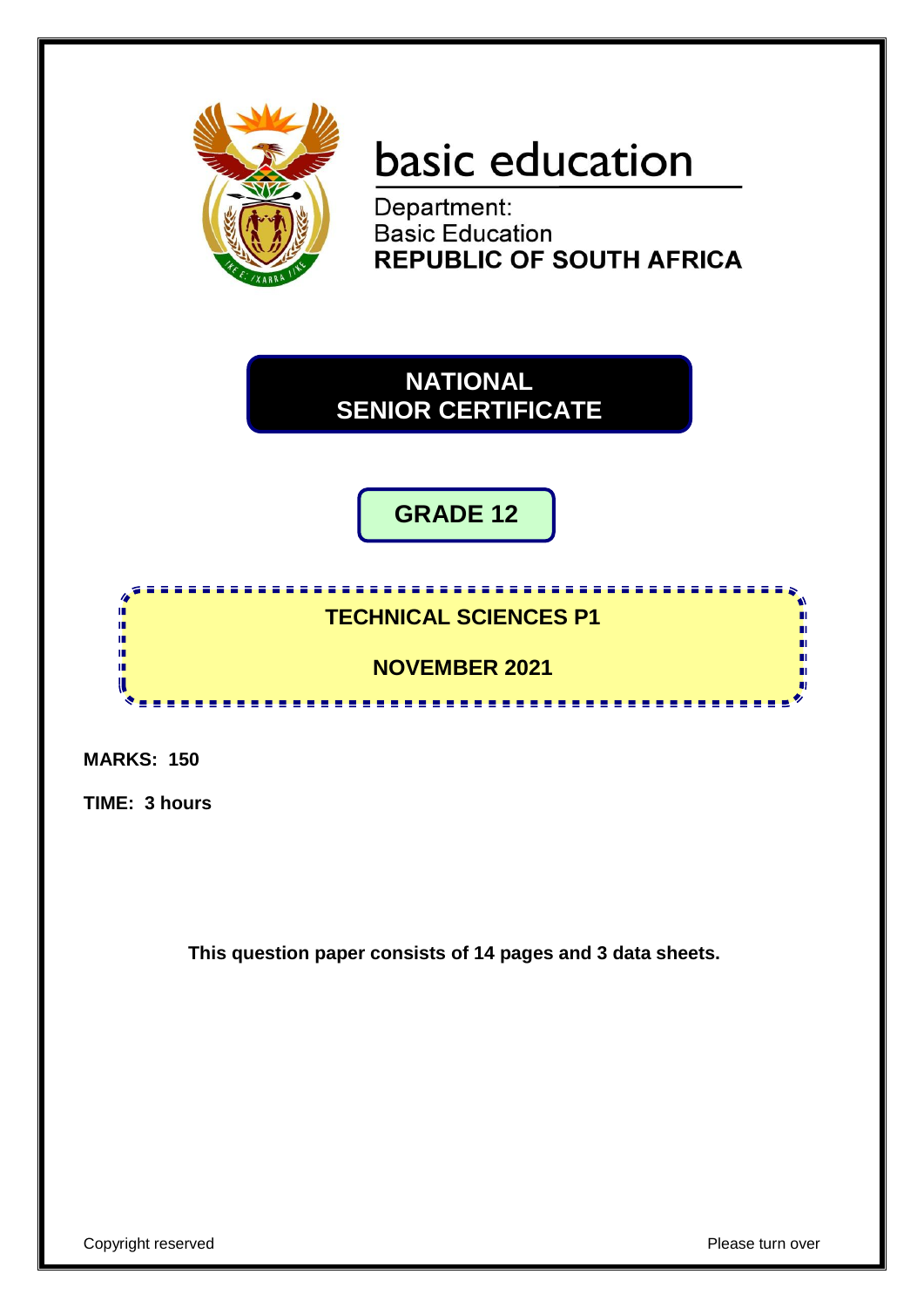basic education

Department:
Basic Education
**REPUBLIC OF SOUTH AFRICA**

# NATIONAL SENIOR CERTIFICATE

## GRADE 12

## TECHNICAL SCIENCES P1

## NOVEMBER 2021

**MARKS: 150**

**TIME: 3 hours**

**This question paper consists of 14 pages and 3 data sheets.**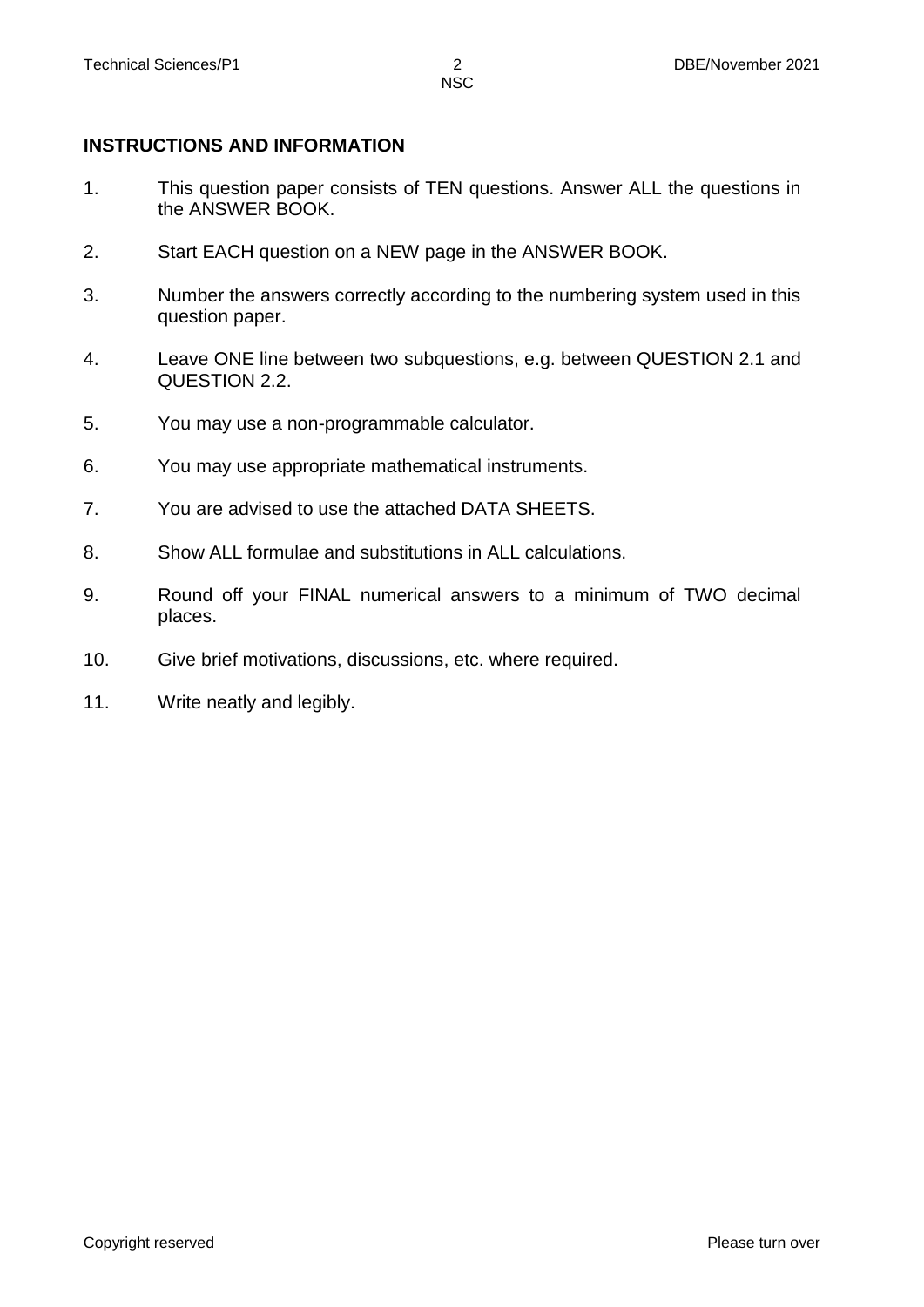**INSTRUCTIONS AND INFORMATION**

1. This question paper consists of TEN questions. Answer ALL the questions in the ANSWER BOOK.

2. Start EACH question on a NEW page in the ANSWER BOOK.

3. Number the answers correctly according to the numbering system used in this question paper.

4. Leave ONE line between two subquestions, e.g. between QUESTION 2.1 and QUESTION 2.2.

5. You may use a non-programmable calculator.

6. You may use appropriate mathematical instruments.

7. You are advised to use the attached DATA SHEETS.

8. Show ALL formulae and substitutions in ALL calculations.

9. Round off your FINAL numerical answers to a minimum of TWO decimal places.

10. Give brief motivations, discussions, etc. where required.

11. Write neatly and legibly.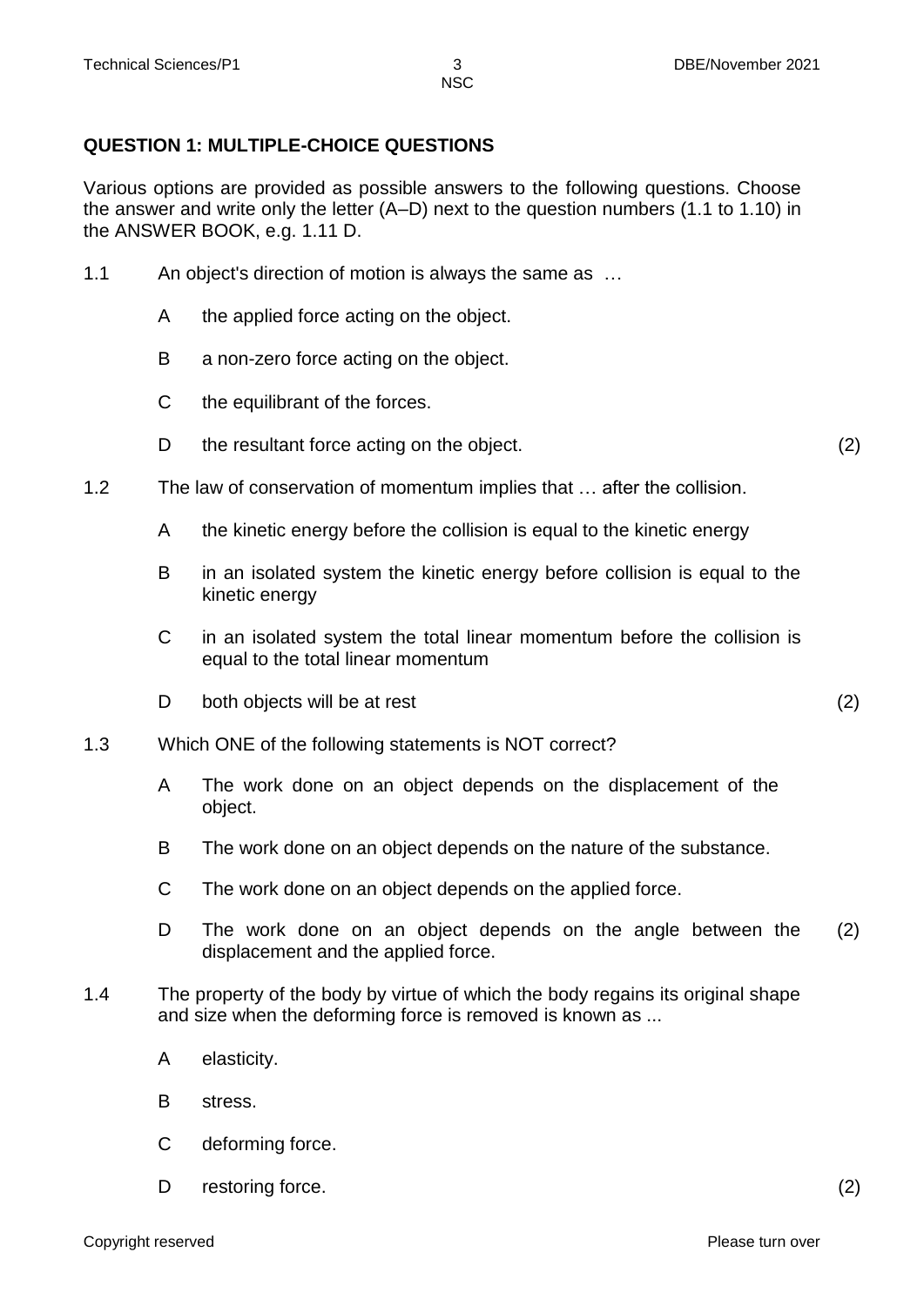## QUESTION 1: MULTIPLE-CHOICE QUESTIONS

Various options are provided as possible answers to the following questions. Choose the answer and write only the letter (A–D) next to the question numbers (1.1 to 1.10) in the ANSWER BOOK, e.g. 1.11 D.

1.1 An object's direction of motion is always the same as …

- A the applied force acting on the object.
- B a non-zero force acting on the object.
- C the equilibrant of the forces.
- D the resultant force acting on the object. (2)

1.2 The law of conservation of momentum implies that … after the collision.

- A the kinetic energy before the collision is equal to the kinetic energy
- B in an isolated system the kinetic energy before collision is equal to the kinetic energy
- C in an isolated system the total linear momentum before the collision is equal to the total linear momentum
- D both objects will be at rest (2)

1.3 Which ONE of the following statements is NOT correct?

- A The work done on an object depends on the displacement of the object.
- B The work done on an object depends on the nature of the substance.
- C The work done on an object depends on the applied force.
- D The work done on an object depends on the angle between the displacement and the applied force. (2)

1.4 The property of the body by virtue of which the body regains its original shape and size when the deforming force is removed is known as ...

- A elasticity.
- B stress.
- C deforming force.
- D restoring force. (2)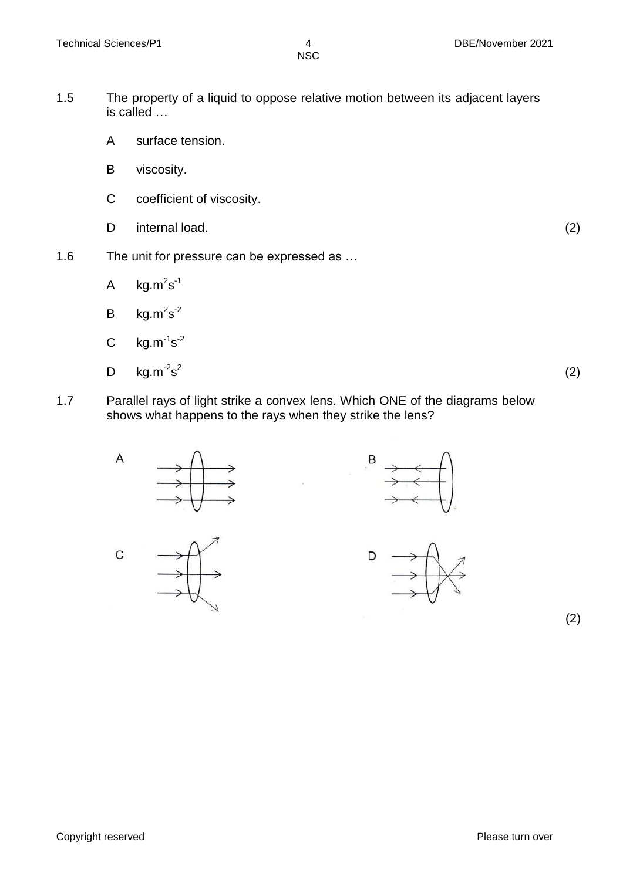1.5 The property of a liquid to oppose relative motion between its adjacent layers is called …

- A surface tension.
- B viscosity.
- C coefficient of viscosity.
- D internal load. (2)

1.6 The unit for pressure can be expressed as …

- A $kg.m^2s^{-1}$
- B $kg.m^2s^{-2}$
- C $kg.m^{-1}s^{-2}$
- D $kg.m^{-2}s^2$ (2)

1.7 Parallel rays of light strike a convex lens. Which ONE of the diagrams below shows what happens to the rays when they strike the lens?

A

B

C

D

(2)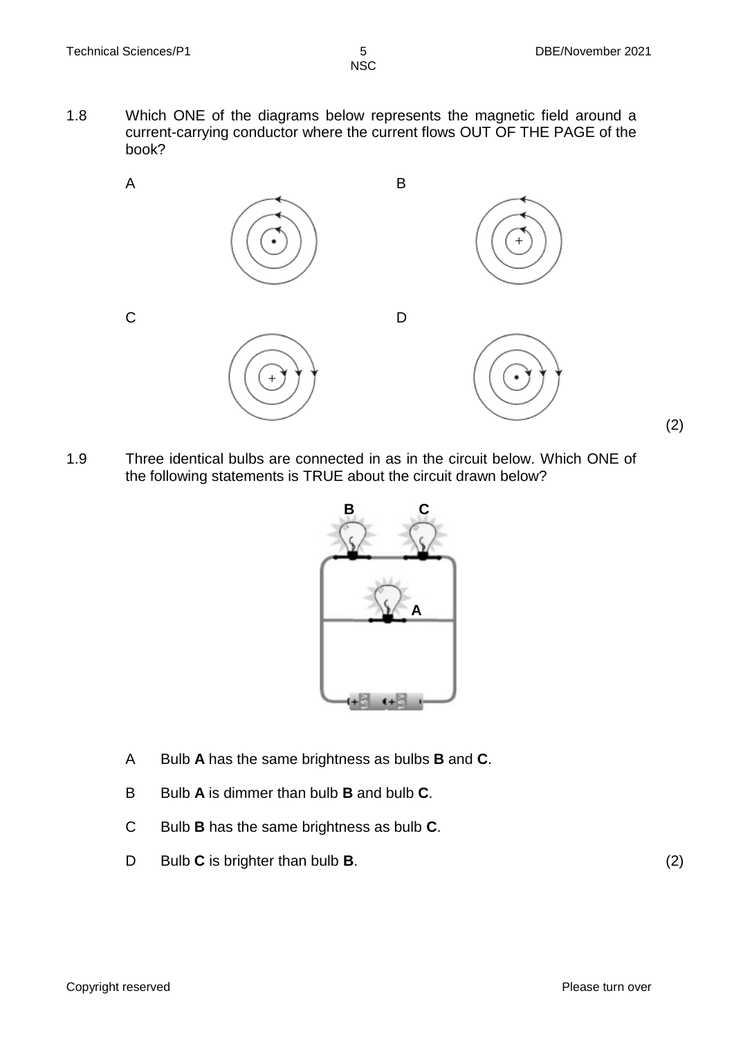1.8 Which ONE of the diagrams below represents the magnetic field around a current-carrying conductor where the current flows OUT OF THE PAGE of the book?

A

B

C

D

(2)

1.9 Three identical bulbs are connected in as in the circuit below. Which ONE of the following statements is TRUE about the circuit drawn below?

- A Bulb **A** has the same brightness as bulbs **B** and **C**.
- B Bulb **A** is dimmer than bulb **B** and bulb **C**.
- C Bulb **B** has the same brightness as bulb **C**.
- D Bulb **C** is brighter than bulb **B**. (2)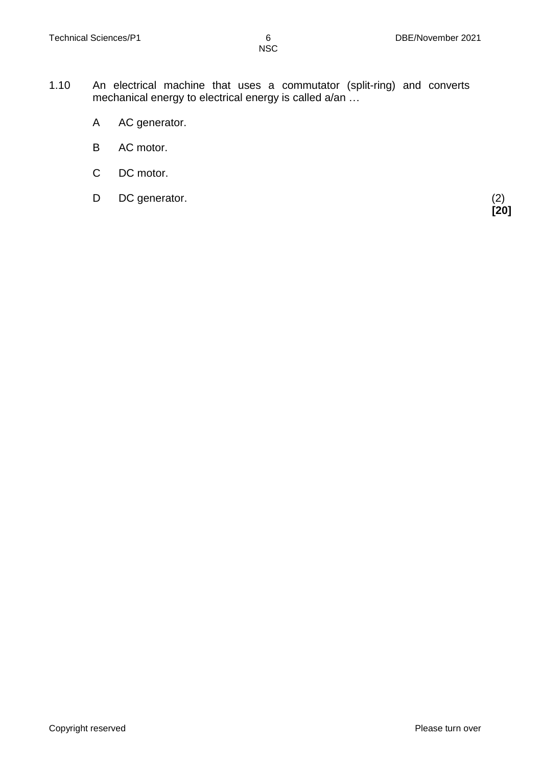1.10 An electrical machine that uses a commutator (split-ring) and converts mechanical energy to electrical energy is called a/an …

A AC generator.

B AC motor.

C DC motor.

D DC generator. (2)

**[20]**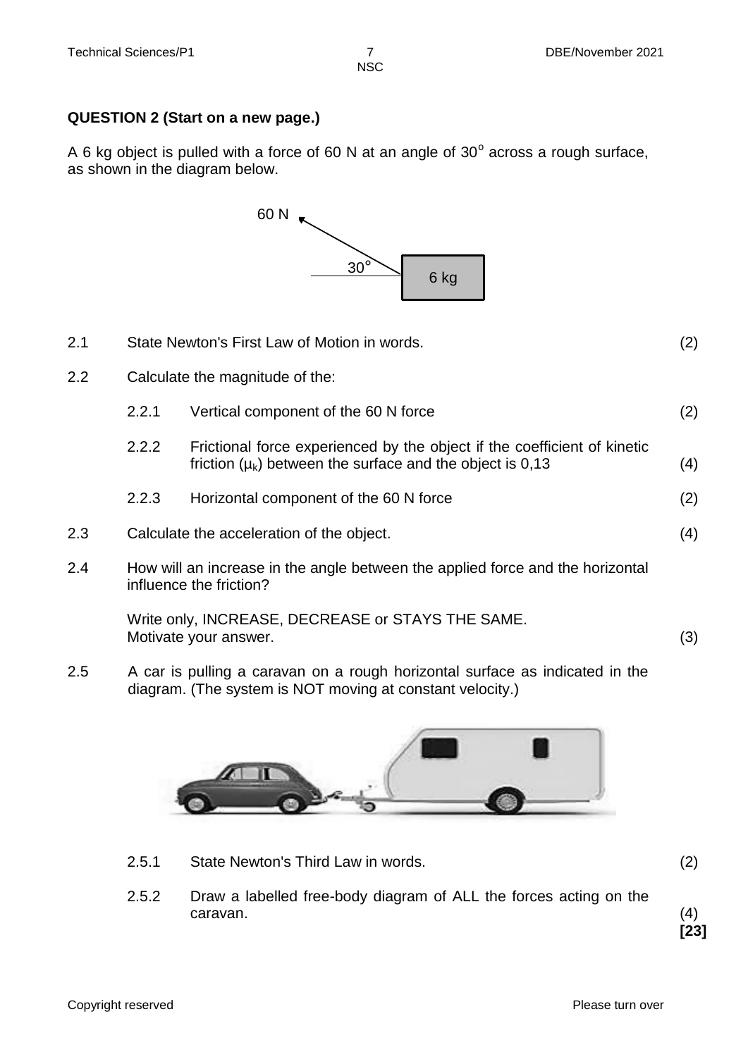**QUESTION 2 (Start on a new page.)**

A 6 kg object is pulled with a force of 60 N at an angle of 30° across a rough surface, as shown in the diagram below.

2.1 State Newton's First Law of Motion in words. (2)

2.2 Calculate the magnitude of the:

2.2.1 Vertical component of the 60 N force (2)

2.2.2 Frictional force experienced by the object if the coefficient of kinetic friction ($\mu_k$) between the surface and the object is 0,13 (4)

2.2.3 Horizontal component of the 60 N force (2)

2.3 Calculate the acceleration of the object. (4)

2.4 How will an increase in the angle between the applied force and the horizontal influence the friction?

Write only, INCREASE, DECREASE or STAYS THE SAME.
Motivate your answer. (3)

2.5 A car is pulling a caravan on a rough horizontal surface as indicated in the diagram. (The system is NOT moving at constant velocity.)

2.5.1 State Newton's Third Law in words. (2)

2.5.2 Draw a labelled free-body diagram of ALL the forces acting on the caravan. (4)

**[23]**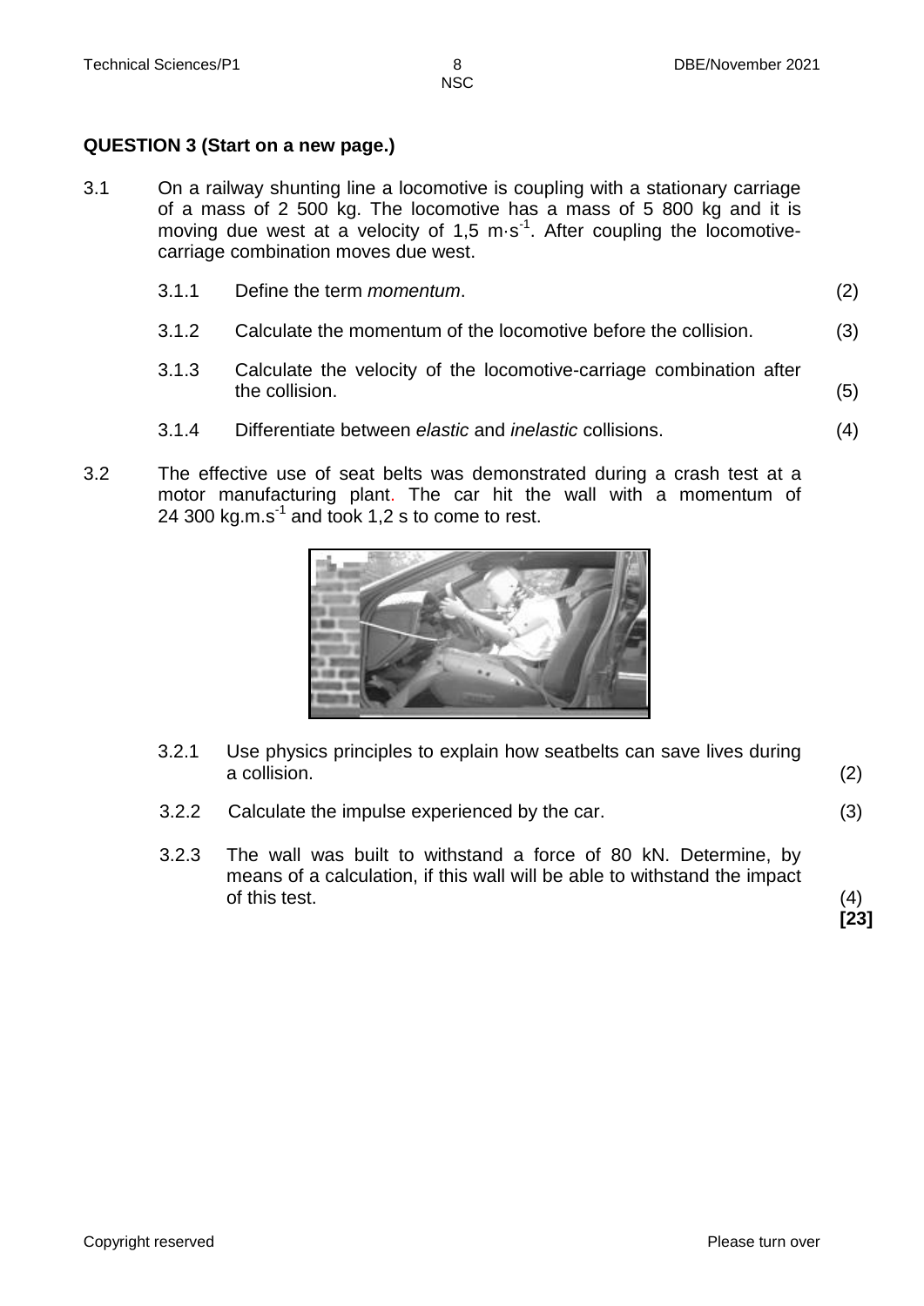**QUESTION 3 (Start on a new page.)**

3.1 On a railway shunting line a locomotive is coupling with a stationary carriage of a mass of 2 500 kg. The locomotive has a mass of 5 800 kg and it is moving due west at a velocity of 1,5 $m \cdot s^{-1}$. After coupling the locomotive-carriage combination moves due west.

3.1.1 Define the term *momentum*. (2)

3.1.2 Calculate the momentum of the locomotive before the collision. (3)

3.1.3 Calculate the velocity of the locomotive-carriage combination after the collision. (5)

3.1.4 Differentiate between *elastic* and *inelastic* collisions. (4)

3.2 The effective use of seat belts was demonstrated during a crash test at a motor manufacturing plant. The car hit the wall with a momentum of 24 300 $kg.m.s^{-1}$ and took 1,2 s to come to rest.

3.2.1 Use physics principles to explain how seatbelts can save lives during a collision. (2)

3.2.2 Calculate the impulse experienced by the car. (3)

3.2.3 The wall was built to withstand a force of 80 kN. Determine, by means of a calculation, if this wall will be able to withstand the impact of this test. (4)

**[23]**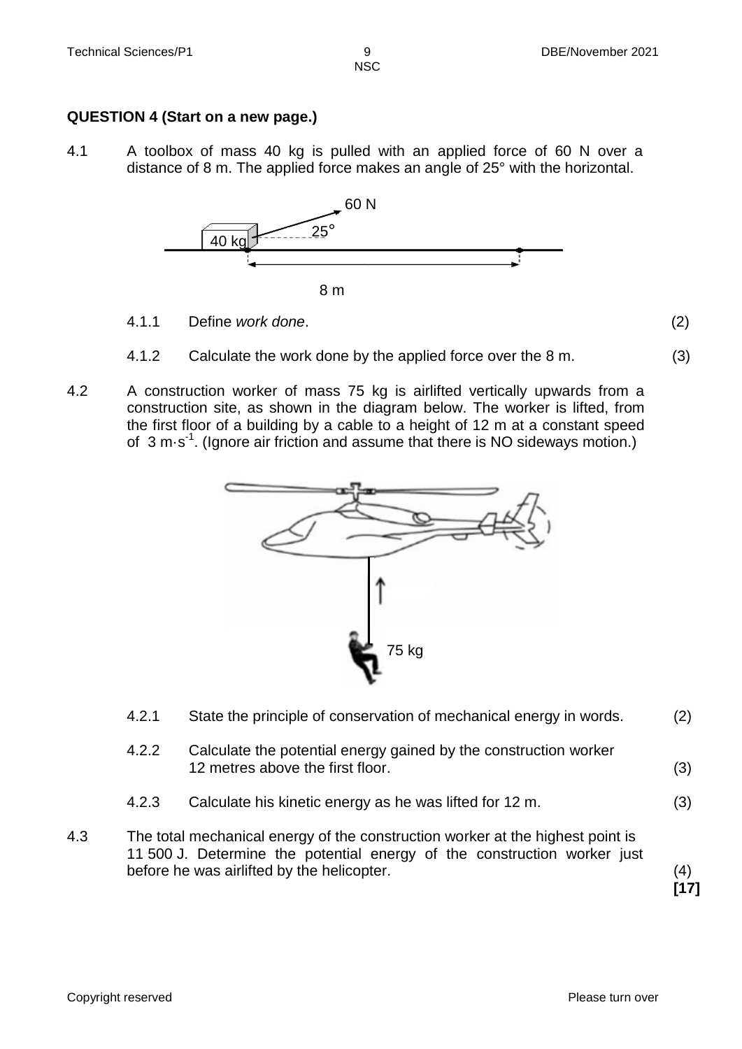**QUESTION 4 (Start on a new page.)**

4.1 A toolbox of mass 40 kg is pulled with an applied force of 60 N over a distance of 8 m. The applied force makes an angle of 25° with the horizontal.

4.1.1 Define *work done*. (2)

4.1.2 Calculate the work done by the applied force over the 8 m. (3)

4.2 A construction worker of mass 75 kg is airlifted vertically upwards from a construction site, as shown in the diagram below. The worker is lifted, from the first floor of a building by a cable to a height of 12 m at a constant speed of $3\ m{\cdot}s^{-1}$. (Ignore air friction and assume that there is NO sideways motion.)

4.2.1 State the principle of conservation of mechanical energy in words. (2)

4.2.2 Calculate the potential energy gained by the construction worker 12 metres above the first floor. (3)

4.2.3 Calculate his kinetic energy as he was lifted for 12 m. (3)

4.3 The total mechanical energy of the construction worker at the highest point is 11 500 J. Determine the potential energy of the construction worker just before he was airlifted by the helicopter. (4)

**[17]**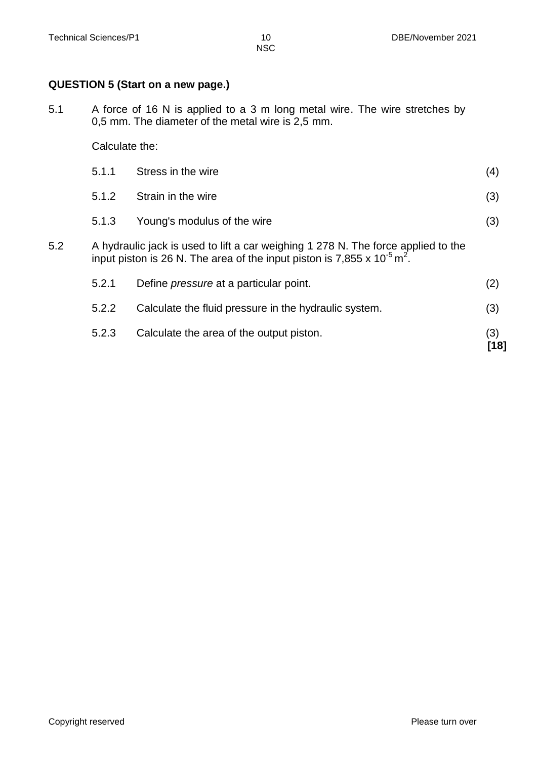## QUESTION 5 (Start on a new page.)

5.1 A force of 16 N is applied to a 3 m long metal wire. The wire stretches by 0,5 mm. The diameter of the metal wire is 2,5 mm.

Calculate the:

| | | |
|---|---|---|
| 5.1.1 | Stress in the wire | (4) |
| 5.1.2 | Strain in the wire | (3) |
| 5.1.3 | Young's modulus of the wire | (3) |

5.2 A hydraulic jack is used to lift a car weighing 1 278 N. The force applied to the input piston is 26 N. The area of the input piston is $7{,}855 \times 10^{-5}\ \text{m}^2$.

| | | |
|---|---|---|
| 5.2.1 | Define *pressure* at a particular point. | (2) |
| 5.2.2 | Calculate the fluid pressure in the hydraulic system. | (3) |
| 5.2.3 | Calculate the area of the output piston. | (3) |

**[18]**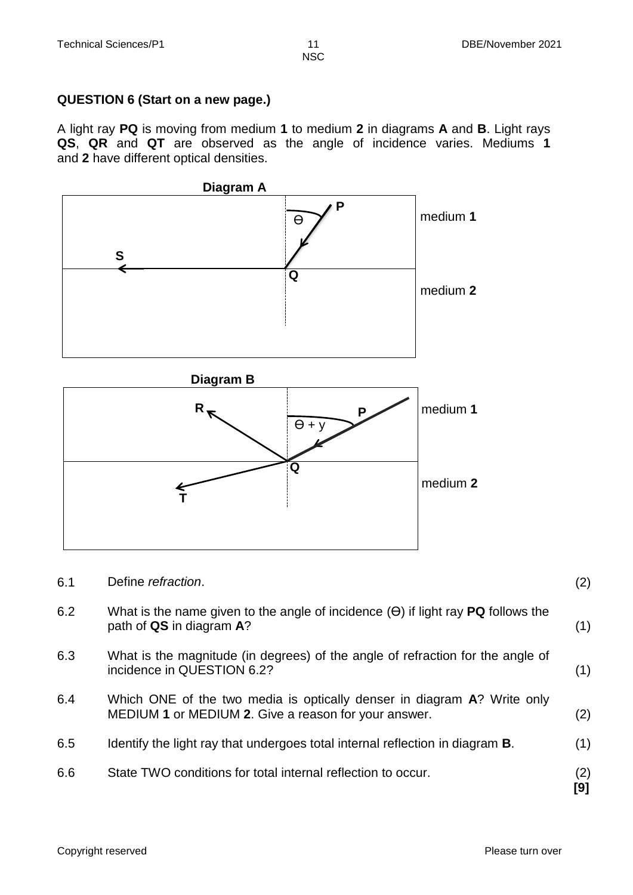**QUESTION 6 (Start on a new page.)**

A light ray **PQ** is moving from medium **1** to medium **2** in diagrams **A** and **B**. Light rays **QS**, **QR** and **QT** are observed as the angle of incidence varies. Mediums **1** and **2** have different optical densities.

**Diagram A**

**Diagram B**

6.1 Define *refraction*. (2)

6.2 What is the name given to the angle of incidence (ϴ) if light ray **PQ** follows the path of **QS** in diagram **A**? (1)

6.3 What is the magnitude (in degrees) of the angle of refraction for the angle of incidence in QUESTION 6.2? (1)

6.4 Which ONE of the two media is optically denser in diagram **A**? Write only MEDIUM **1** or MEDIUM **2**. Give a reason for your answer. (2)

6.5 Identify the light ray that undergoes total internal reflection in diagram **B**. (1)

6.6 State TWO conditions for total internal reflection to occur. (2)

**[9]**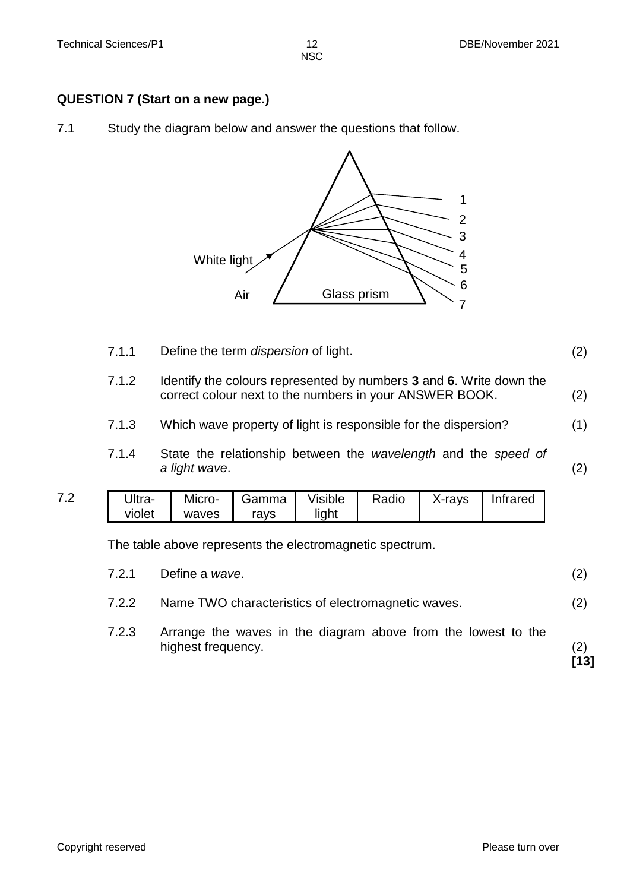**QUESTION 7 (Start on a new page.)**

7.1 Study the diagram below and answer the questions that follow.

White light

Air

Glass prism

1
2
3
4
5
6
7

7.1.1 Define the term *dispersion* of light. (2)

7.1.2 Identify the colours represented by numbers **3** and **6**. Write down the correct colour next to the numbers in your ANSWER BOOK. (2)

7.1.3 Which wave property of light is responsible for the dispersion? (1)

7.1.4 State the relationship between the *wavelength* and the *speed of a light wave*. (2)

7.2

| Ultra-violet | Micro-waves | Gamma rays | Visible light | Radio | X-rays | Infrared |
|---|---|---|---|---|---|---|

The table above represents the electromagnetic spectrum.

7.2.1 Define a *wave*. (2)

7.2.2 Name TWO characteristics of electromagnetic waves. (2)

7.2.3 Arrange the waves in the diagram above from the lowest to the highest frequency. (2)

**[13]**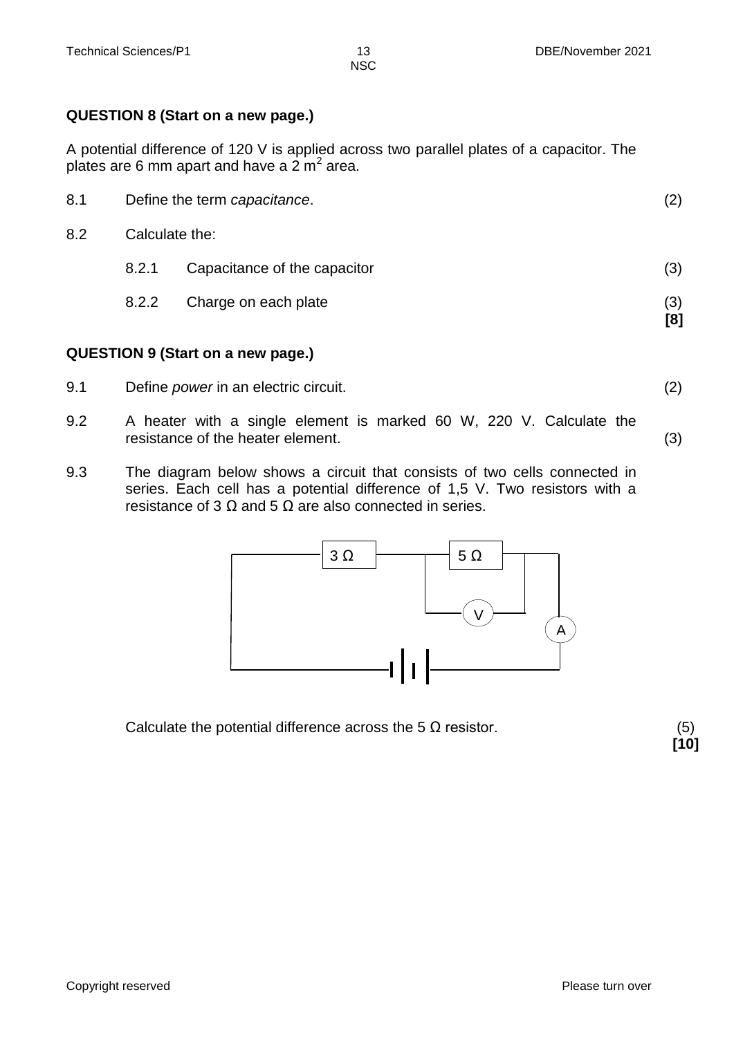**QUESTION 8 (Start on a new page.)**

A potential difference of 120 V is applied across two parallel plates of a capacitor. The plates are 6 mm apart and have a 2 $m^2$ area.

8.1 Define the term *capacitance*. (2)

8.2 Calculate the:

8.2.1 Capacitance of the capacitor (3)

8.2.2 Charge on each plate (3)
**[8]**

**QUESTION 9 (Start on a new page.)**

9.1 Define *power* in an electric circuit. (2)

9.2 A heater with a single element is marked 60 W, 220 V. Calculate the resistance of the heater element. (3)

9.3 The diagram below shows a circuit that consists of two cells connected in series. Each cell has a potential difference of 1,5 V. Two resistors with a resistance of 3 Ω and 5 Ω are also connected in series.

Calculate the potential difference across the 5 Ω resistor. (5)
**[10]**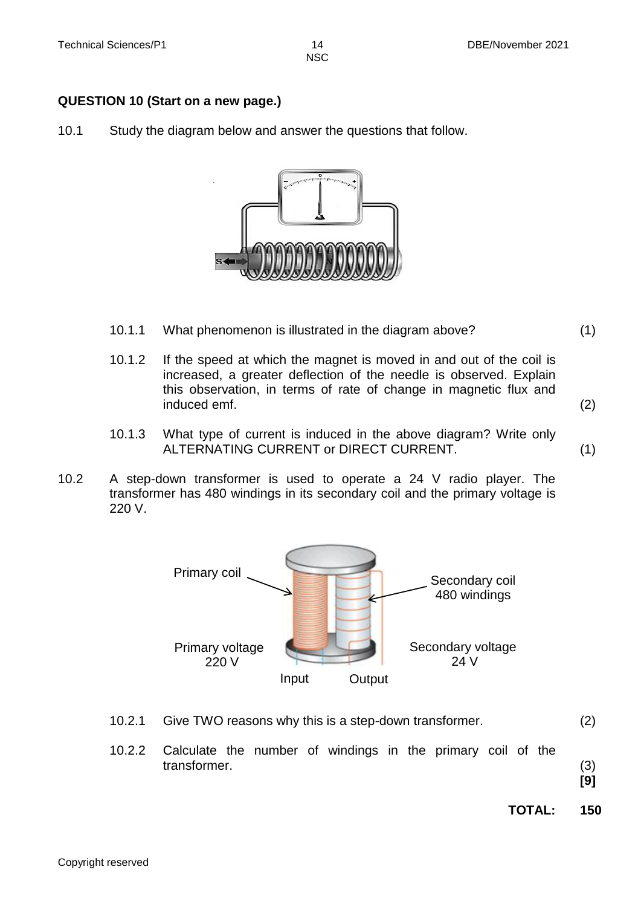## QUESTION 10 (Start on a new page.)

10.1 Study the diagram below and answer the questions that follow.

10.1.1 What phenomenon is illustrated in the diagram above? (1)

10.1.2 If the speed at which the magnet is moved in and out of the coil is increased, a greater deflection of the needle is observed. Explain this observation, in terms of rate of change in magnetic flux and induced emf. (2)

10.1.3 What type of current is induced in the above diagram? Write only ALTERNATING CURRENT or DIRECT CURRENT. (1)

10.2 A step-down transformer is used to operate a 24 V radio player. The transformer has 480 windings in its secondary coil and the primary voltage is 220 V.

10.2.1 Give TWO reasons why this is a step-down transformer. (2)

10.2.2 Calculate the number of windings in the primary coil of the transformer. (3)

**[9]**

**TOTAL: 150**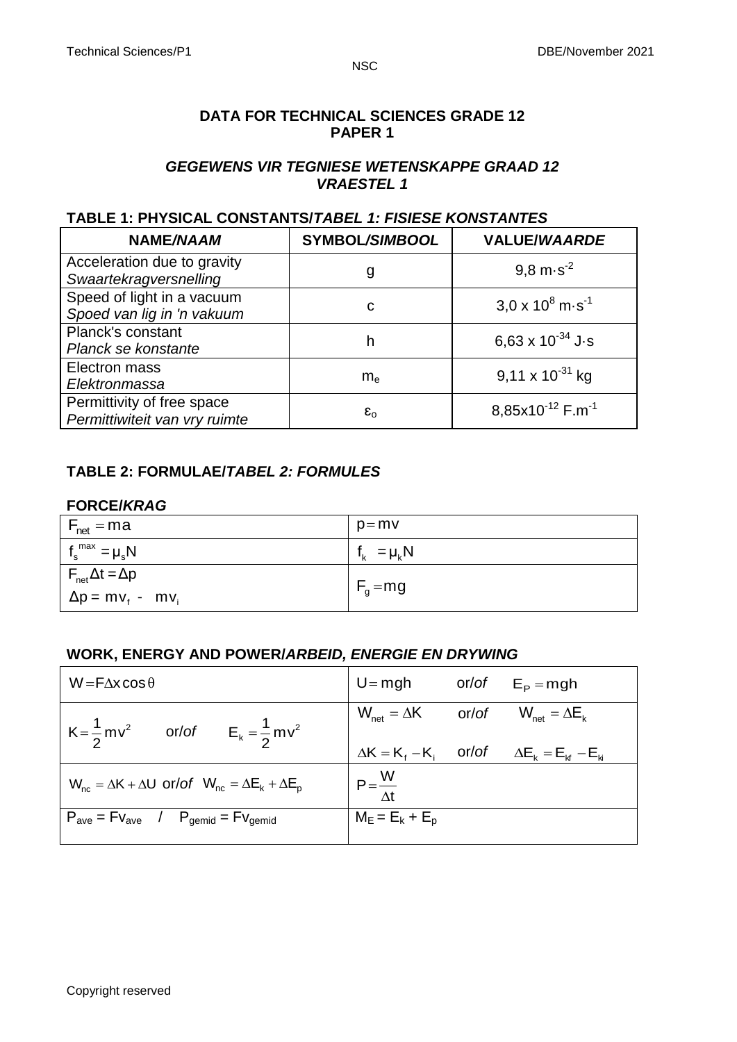**DATA FOR TECHNICAL SCIENCES GRADE 12**
**PAPER 1**

***GEGEWENS VIR TEGNIESE WETENSKAPPE GRAAD 12***
***VRAESTEL 1***

### TABLE 1: PHYSICAL CONSTANTS/*TABEL 1: FISIESE KONSTANTES*

| NAME/*NAAM* | SYMBOL/*SIMBOOL* | VALUE/*WAARDE* |
|---|---|---|
| Acceleration due to gravity<br>*Swaartekragversnelling* | g | $9,8\ m{\cdot}s^{-2}$ |
| Speed of light in a vacuum<br>*Spoed van lig in 'n vakuum* | c | $3,0 \times 10^{8}\ m{\cdot}s^{-1}$ |
| Planck's constant<br>*Planck se konstante* | h | $6,63 \times 10^{-34}\ J{\cdot}s$ |
| Electron mass<br>*Elektronmassa* | $m_e$ | $9,11 \times 10^{-31}\ kg$ |
| Permittivity of free space<br>*Permittiwiteit van vry ruimte* | $\varepsilon_o$ | $8,85 \times 10^{-12}\ F.m^{-1}$ |

### TABLE 2: FORMULAE/*TABEL 2: FORMULES*

**FORCE/*KRAG***

| | |
|---|---|
| $F_{net} = ma$ | $p = mv$ |
| $f_s^{max} = \mu_s N$ | $f_k = \mu_k N$ |
| $F_{net}\Delta t = \Delta p$<br>$\Delta p = mv_f - mv_i$ | $F_g = mg$ |

**WORK, ENERGY AND POWER/*ARBEID, ENERGIE EN DRYWING***

| | |
|---|---|
| $W = F\Delta x \cos\theta$ | $U = mgh$ or/*of* $E_P = mgh$ |
| $K = \frac{1}{2}mv^2$ or/*of* $E_k = \frac{1}{2}mv^2$ | $W_{net} = \Delta K$ or/*of* $W_{net} = \Delta E_k$<br>$\Delta K = K_f - K_i$ or/*of* $\Delta E_k = E_{kf} - E_{ki}$ |
| $W_{nc} = \Delta K + \Delta U$ or/*of* $W_{nc} = \Delta E_k + \Delta E_p$ | $P = \frac{W}{\Delta t}$ |
| $P_{ave} = Fv_{ave}$ / $P_{gemid} = Fv_{gemid}$ | $M_E = E_k + E_p$ |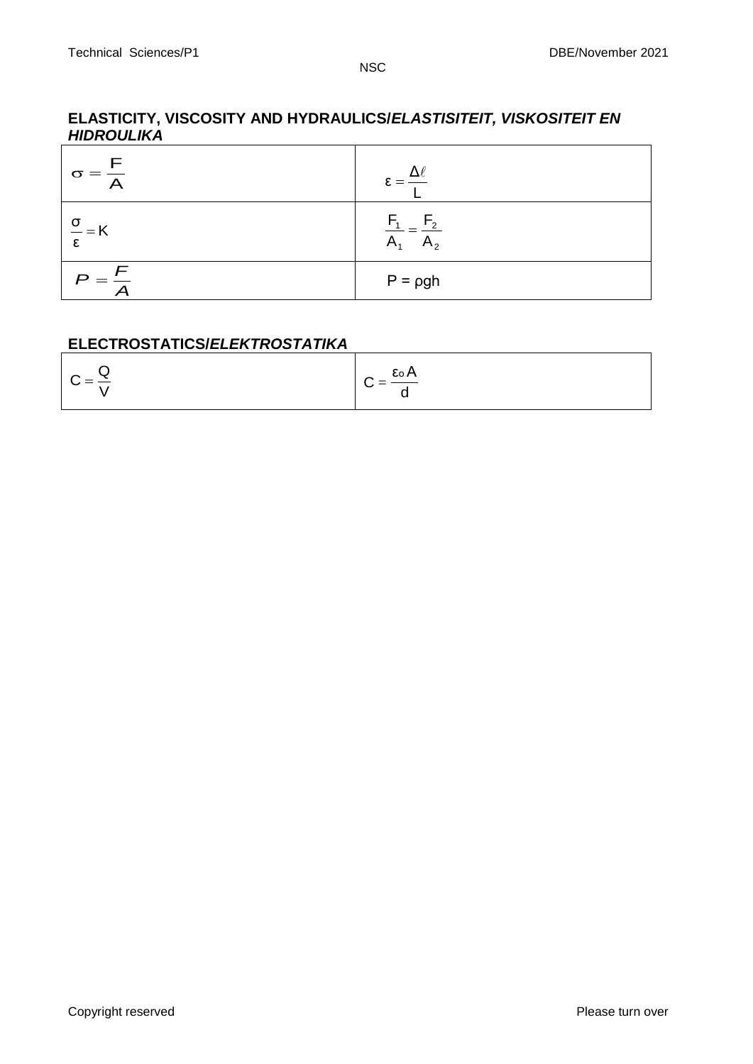## ELASTICITY, VISCOSITY AND HYDRAULICS/*ELASTISITEIT, VISKOSITEIT EN HIDROULIKA*

| | |
|---|---|
| $\sigma = \frac{F}{A}$ | $\varepsilon = \frac{\Delta \ell}{L}$ |
| $\frac{\sigma}{\varepsilon} = K$ | $\frac{F_1}{A_1} = \frac{F_2}{A_2}$ |
| $P = \frac{F}{A}$ | $P = \rho g h$ |

## ELECTROSTATICS/*ELEKTROSTATIKA*

| | |
|---|---|
| $C = \frac{Q}{V}$ | $C = \frac{\varepsilon_0 A}{d}$ |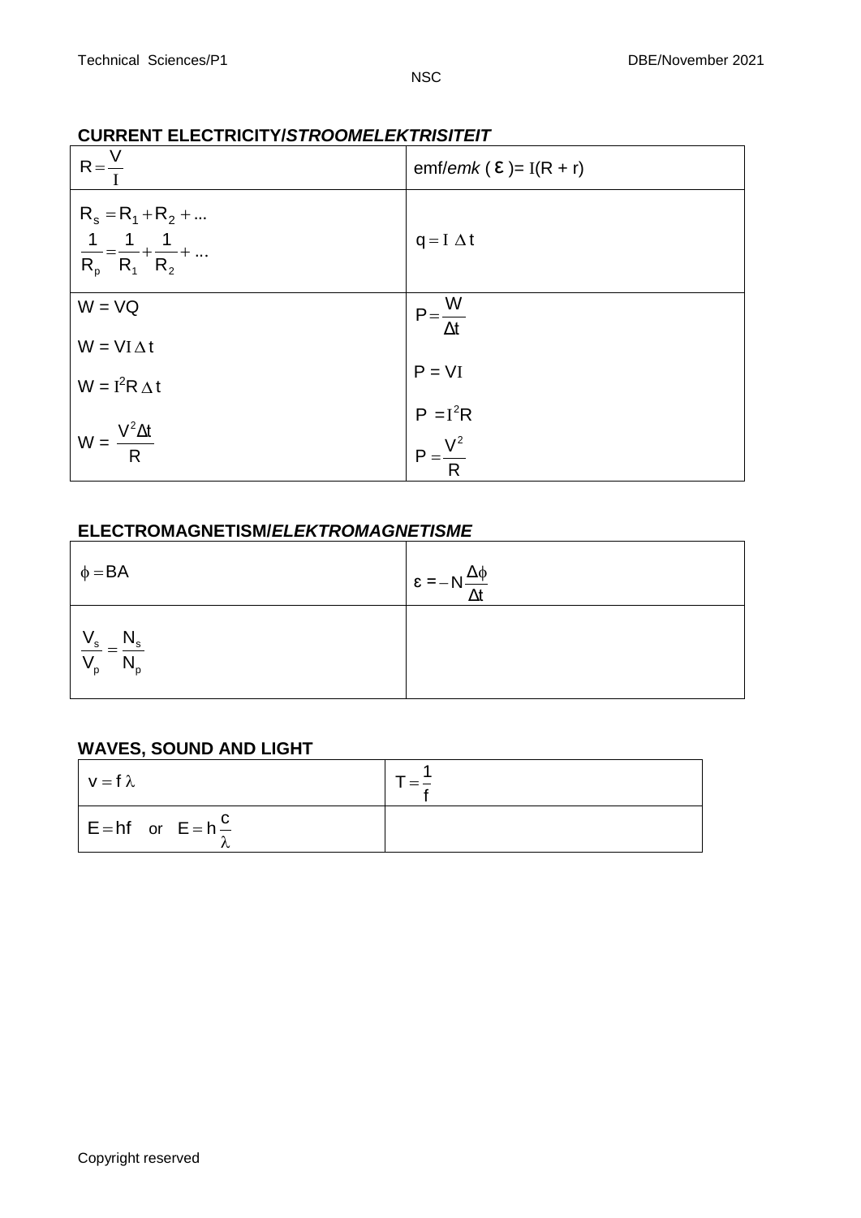**CURRENT ELECTRICITY/*STROOMELEKTRISITEIT***

| | |
|---|---|
| $R = \frac{V}{I}$ | emf/*emk* ( $\varepsilon$ )= $I(R + r)$ |
| $R_s = R_1 + R_2 + ...$ <br> $\frac{1}{R_p} = \frac{1}{R_1} + \frac{1}{R_2} + ...$ | $q = I \Delta t$ |
| $W = VQ$ <br> $W = VI\Delta t$ <br> $W = I^2R\Delta t$ <br> $W = \frac{V^2\Delta t}{R}$ | $P = \frac{W}{\Delta t}$ <br> $P = VI$ <br> $P = I^2R$ <br> $P = \frac{V^2}{R}$ |

**ELECTROMAGNETISM/*ELEKTROMAGNETISME***

| | |
|---|---|
| $\phi = BA$ | $\varepsilon = -N\frac{\Delta\phi}{\Delta t}$ |
| $\frac{V_s}{V_p} = \frac{N_s}{N_p}$ | |

**WAVES, SOUND AND LIGHT**

| | |
|---|---|
| $v = f\lambda$ | $T = \frac{1}{f}$ |
| $E = hf$ or $E = h\frac{c}{\lambda}$ | |